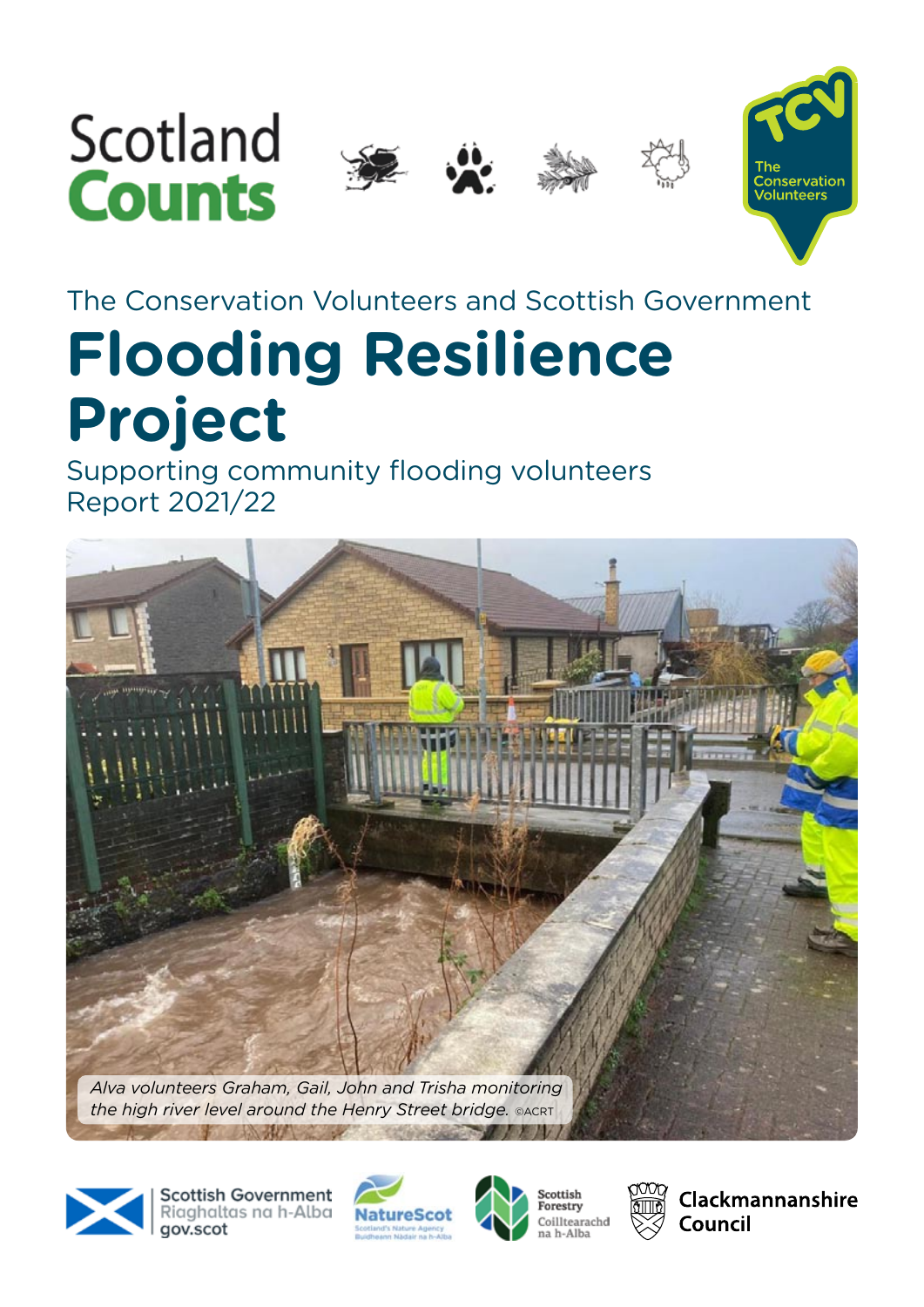Scotland **Counts**

The Conservation Volunteers

The Conservation Volunteers and Scottish Government

# Flooding Resilience Project

Supporting community flooding volunteers
Report 2021/22

*Alva volunteers Graham, Gail, John and Trisha monitoring the high river level around the Henry Street bridge.* ©ACRT

Scottish Government
Riaghaltas na h-Alba
gov.scot

NatureScot
Scotland's Nature Agency
Buidheann Nàdair na h-Alba

Scottish Forestry
Coilltearachd na h-Alba

Clackmannanshire Council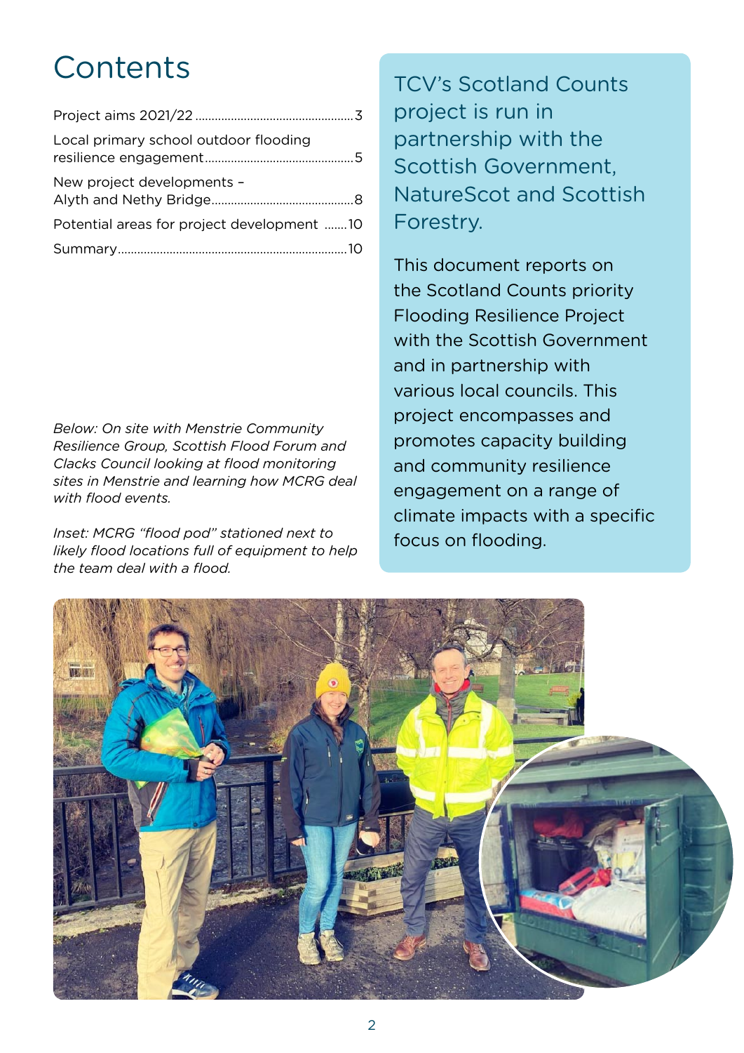# Contents

Project aims 2021/22 .......... 3

Local primary school outdoor flooding resilience engagement .......... 5

New project developments – Alyth and Nethy Bridge .......... 8

Potential areas for project development .......... 10

Summary .......... 10

*Below: On site with Menstrie Community Resilience Group, Scottish Flood Forum and Clacks Council looking at flood monitoring sites in Menstrie and learning how MCRG deal with flood events.*

*Inset: MCRG "flood pod" stationed next to likely flood locations full of equipment to help the team deal with a flood.*

TCV's Scotland Counts project is run in partnership with the Scottish Government, NatureScot and Scottish Forestry.

This document reports on the Scotland Counts priority Flooding Resilience Project with the Scottish Government and in partnership with various local councils. This project encompasses and promotes capacity building and community resilience engagement on a range of climate impacts with a specific focus on flooding.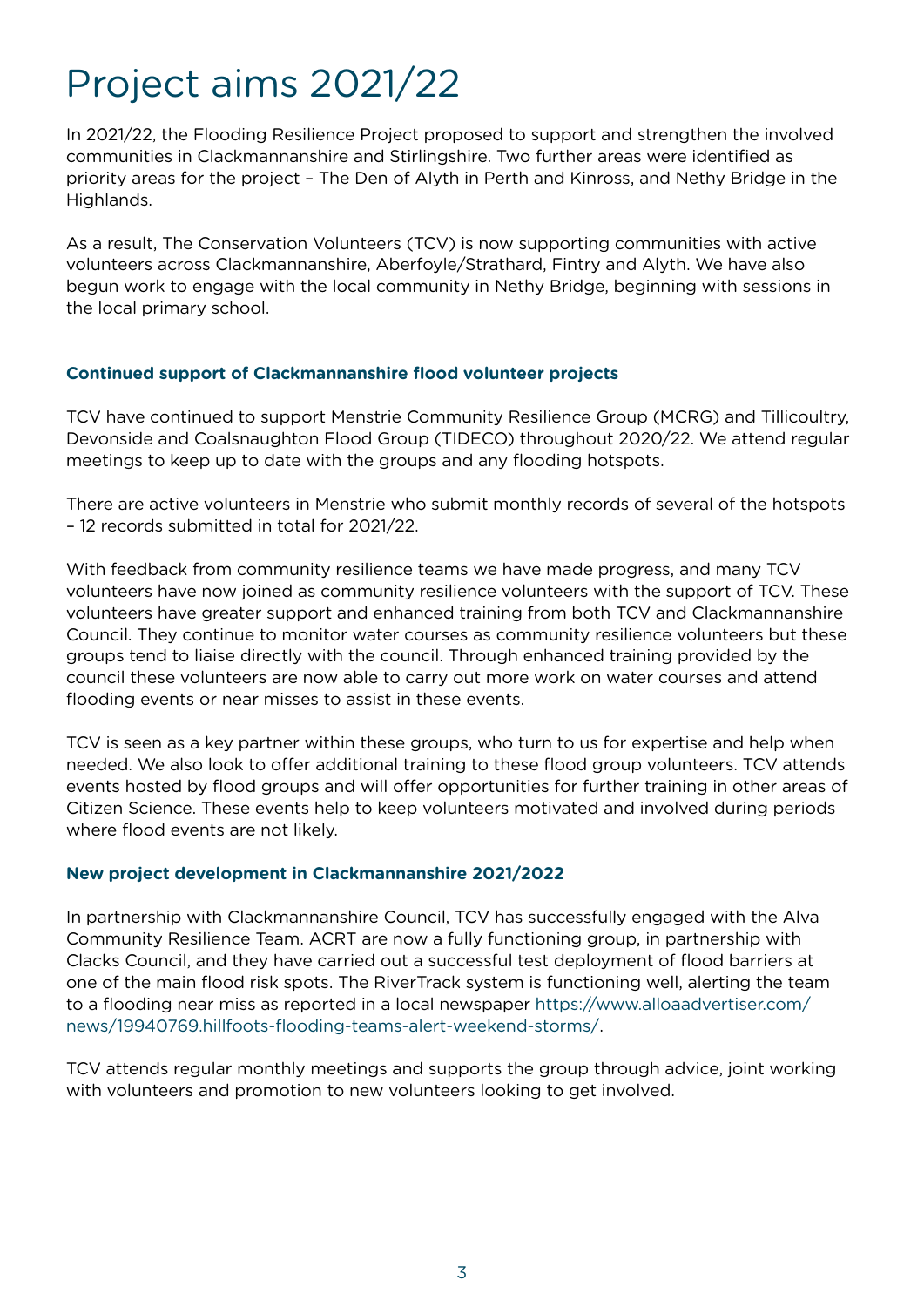# Project aims 2021/22

In 2021/22, the Flooding Resilience Project proposed to support and strengthen the involved communities in Clackmannanshire and Stirlingshire. Two further areas were identified as priority areas for the project – The Den of Alyth in Perth and Kinross, and Nethy Bridge in the Highlands.

As a result, The Conservation Volunteers (TCV) is now supporting communities with active volunteers across Clackmannanshire, Aberfoyle/Strathard, Fintry and Alyth. We have also begun work to engage with the local community in Nethy Bridge, beginning with sessions in the local primary school.

### Continued support of Clackmannanshire flood volunteer projects

TCV have continued to support Menstrie Community Resilience Group (MCRG) and Tillicoultry, Devonside and Coalsnaughton Flood Group (TIDECO) throughout 2020/22. We attend regular meetings to keep up to date with the groups and any flooding hotspots.

There are active volunteers in Menstrie who submit monthly records of several of the hotspots – 12 records submitted in total for 2021/22.

With feedback from community resilience teams we have made progress, and many TCV volunteers have now joined as community resilience volunteers with the support of TCV. These volunteers have greater support and enhanced training from both TCV and Clackmannanshire Council. They continue to monitor water courses as community resilience volunteers but these groups tend to liaise directly with the council. Through enhanced training provided by the council these volunteers are now able to carry out more work on water courses and attend flooding events or near misses to assist in these events.

TCV is seen as a key partner within these groups, who turn to us for expertise and help when needed. We also look to offer additional training to these flood group volunteers. TCV attends events hosted by flood groups and will offer opportunities for further training in other areas of Citizen Science. These events help to keep volunteers motivated and involved during periods where flood events are not likely.

### New project development in Clackmannanshire 2021/2022

In partnership with Clackmannanshire Council, TCV has successfully engaged with the Alva Community Resilience Team. ACRT are now a fully functioning group, in partnership with Clacks Council, and they have carried out a successful test deployment of flood barriers at one of the main flood risk spots. The RiverTrack system is functioning well, alerting the team to a flooding near miss as reported in a local newspaper https://www.alloaadvertiser.com/news/19940769.hillfoots-flooding-teams-alert-weekend-storms/.

TCV attends regular monthly meetings and supports the group through advice, joint working with volunteers and promotion to new volunteers looking to get involved.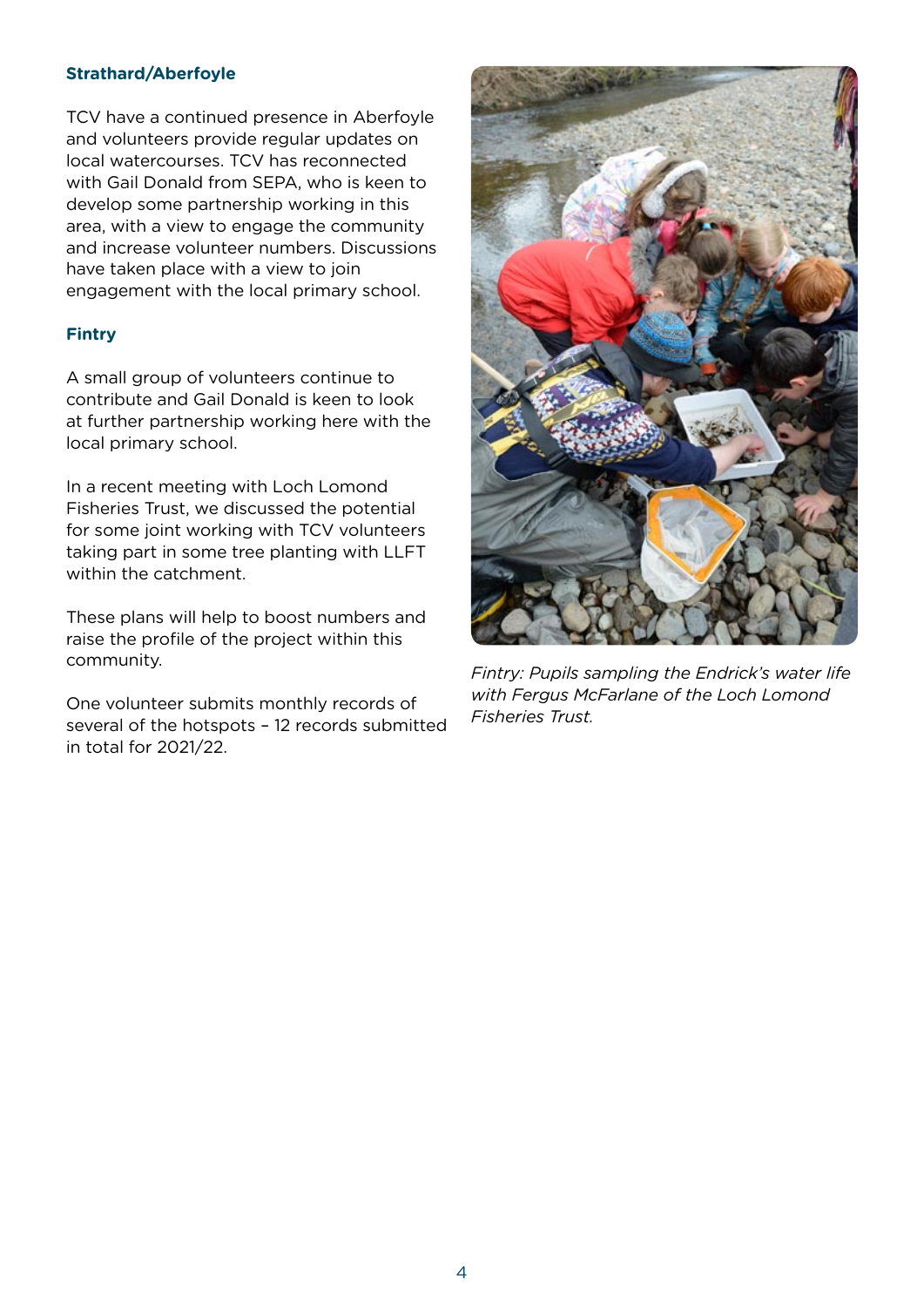### Strathard/Aberfoyle

TCV have a continued presence in Aberfoyle and volunteers provide regular updates on local watercourses. TCV has reconnected with Gail Donald from SEPA, who is keen to develop some partnership working in this area, with a view to engage the community and increase volunteer numbers. Discussions have taken place with a view to join engagement with the local primary school.

### Fintry

A small group of volunteers continue to contribute and Gail Donald is keen to look at further partnership working here with the local primary school.

In a recent meeting with Loch Lomond Fisheries Trust, we discussed the potential for some joint working with TCV volunteers taking part in some tree planting with LLFT within the catchment.

These plans will help to boost numbers and raise the profile of the project within this community.

One volunteer submits monthly records of several of the hotspots – 12 records submitted in total for 2021/22.

*Fintry: Pupils sampling the Endrick's water life with Fergus McFarlane of the Loch Lomond Fisheries Trust.*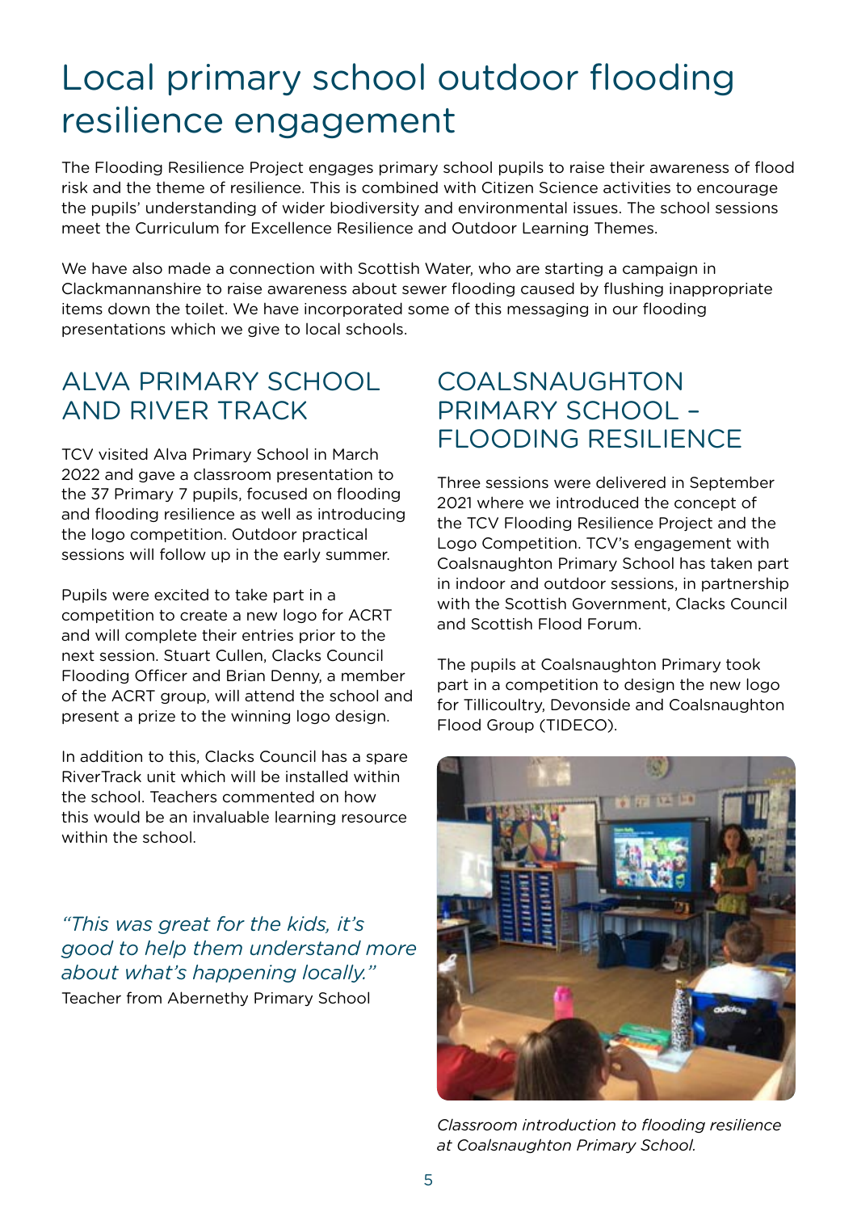# Local primary school outdoor flooding resilience engagement

The Flooding Resilience Project engages primary school pupils to raise their awareness of flood risk and the theme of resilience. This is combined with Citizen Science activities to encourage the pupils' understanding of wider biodiversity and environmental issues. The school sessions meet the Curriculum for Excellence Resilience and Outdoor Learning Themes.

We have also made a connection with Scottish Water, who are starting a campaign in Clackmannanshire to raise awareness about sewer flooding caused by flushing inappropriate items down the toilet. We have incorporated some of this messaging in our flooding presentations which we give to local schools.

## ALVA PRIMARY SCHOOL AND RIVER TRACK

TCV visited Alva Primary School in March 2022 and gave a classroom presentation to the 37 Primary 7 pupils, focused on flooding and flooding resilience as well as introducing the logo competition. Outdoor practical sessions will follow up in the early summer.

Pupils were excited to take part in a competition to create a new logo for ACRT and will complete their entries prior to the next session. Stuart Cullen, Clacks Council Flooding Officer and Brian Denny, a member of the ACRT group, will attend the school and present a prize to the winning logo design.

In addition to this, Clacks Council has a spare RiverTrack unit which will be installed within the school. Teachers commented on how this would be an invaluable learning resource within the school.

*"This was great for the kids, it's good to help them understand more about what's happening locally."*
Teacher from Abernethy Primary School

## COALSNAUGHTON PRIMARY SCHOOL – FLOODING RESILIENCE

Three sessions were delivered in September 2021 where we introduced the concept of the TCV Flooding Resilience Project and the Logo Competition. TCV's engagement with Coalsnaughton Primary School has taken part in indoor and outdoor sessions, in partnership with the Scottish Government, Clacks Council and Scottish Flood Forum.

The pupils at Coalsnaughton Primary took part in a competition to design the new logo for Tillicoultry, Devonside and Coalsnaughton Flood Group (TIDECO).

*Classroom introduction to flooding resilience at Coalsnaughton Primary School.*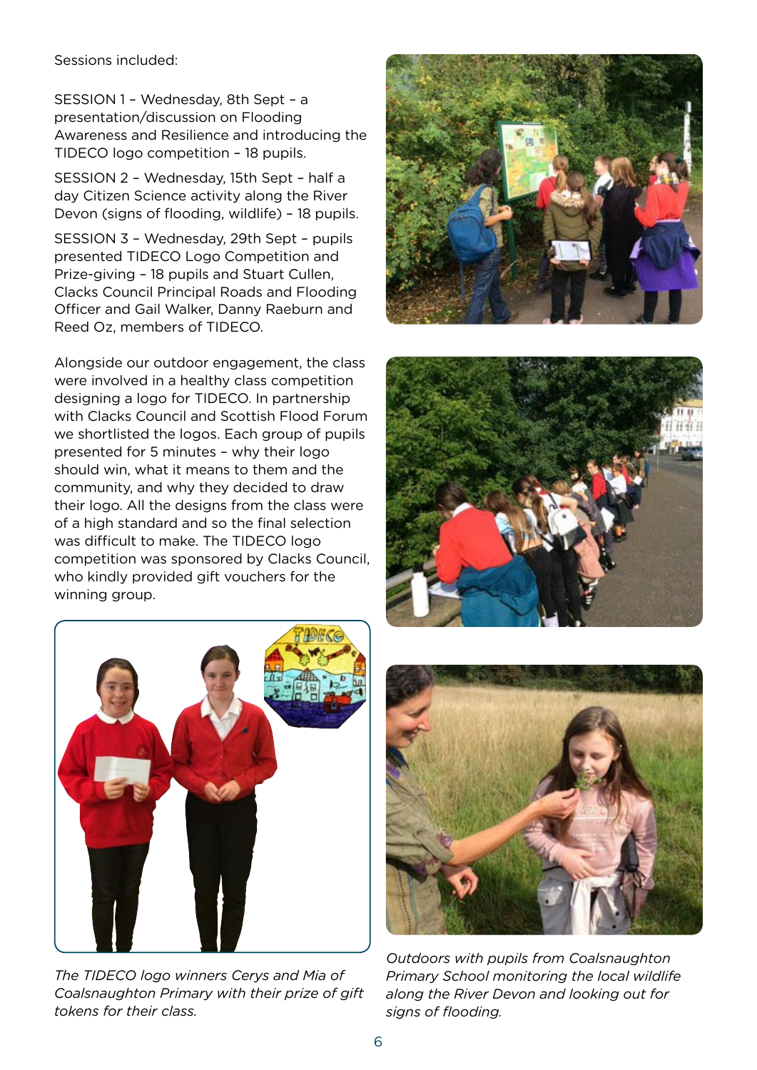Sessions included:

SESSION 1 – Wednesday, 8th Sept – a presentation/discussion on Flooding Awareness and Resilience and introducing the TIDECO logo competition – 18 pupils.

SESSION 2 – Wednesday, 15th Sept – half a day Citizen Science activity along the River Devon (signs of flooding, wildlife) – 18 pupils.

SESSION 3 – Wednesday, 29th Sept – pupils presented TIDECO Logo Competition and Prize-giving – 18 pupils and Stuart Cullen, Clacks Council Principal Roads and Flooding Officer and Gail Walker, Danny Raeburn and Reed Oz, members of TIDECO.

Alongside our outdoor engagement, the class were involved in a healthy class competition designing a logo for TIDECO. In partnership with Clacks Council and Scottish Flood Forum we shortlisted the logos. Each group of pupils presented for 5 minutes – why their logo should win, what it means to them and the community, and why they decided to draw their logo. All the designs from the class were of a high standard and so the final selection was difficult to make. The TIDECO logo competition was sponsored by Clacks Council, who kindly provided gift vouchers for the winning group.

*The TIDECO logo winners Cerys and Mia of Coalsnaughton Primary with their prize of gift tokens for their class.*

*Outdoors with pupils from Coalsnaughton Primary School monitoring the local wildlife along the River Devon and looking out for signs of flooding.*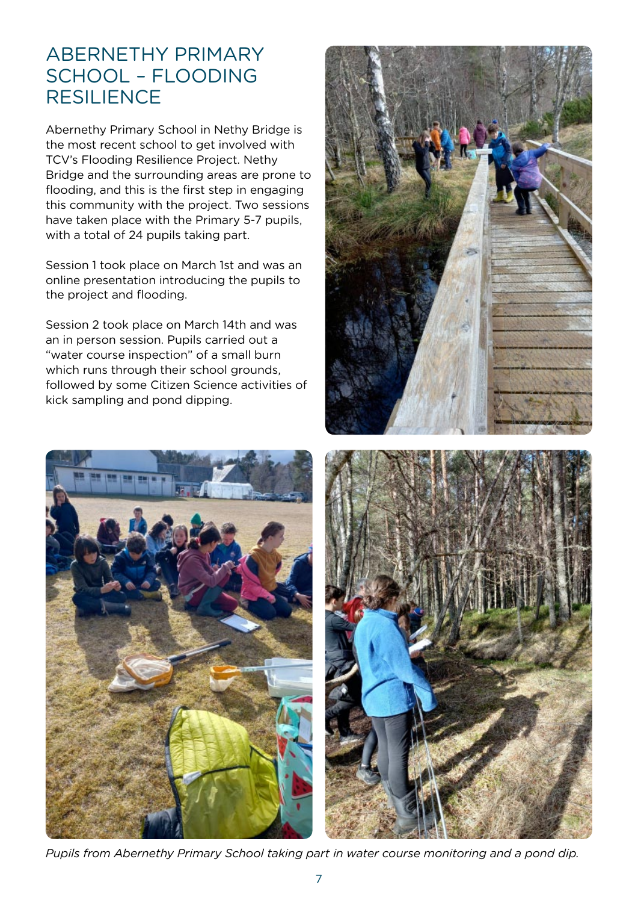# ABERNETHY PRIMARY SCHOOL – FLOODING RESILIENCE

Abernethy Primary School in Nethy Bridge is the most recent school to get involved with TCV's Flooding Resilience Project. Nethy Bridge and the surrounding areas are prone to flooding, and this is the first step in engaging this community with the project. Two sessions have taken place with the Primary 5-7 pupils, with a total of 24 pupils taking part.

Session 1 took place on March 1st and was an online presentation introducing the pupils to the project and flooding.

Session 2 took place on March 14th and was an in person session. Pupils carried out a "water course inspection" of a small burn which runs through their school grounds, followed by some Citizen Science activities of kick sampling and pond dipping.

*Pupils from Abernethy Primary School taking part in water course monitoring and a pond dip.*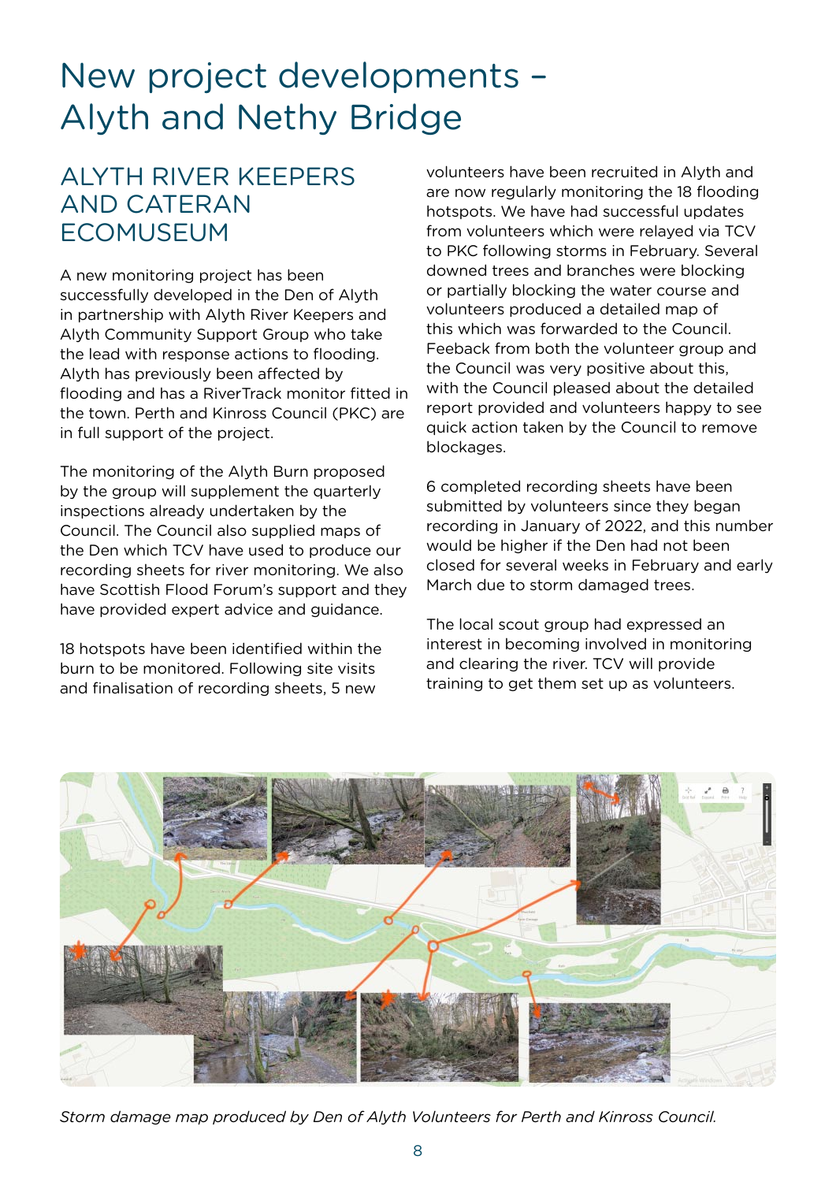# New project developments – Alyth and Nethy Bridge

## ALYTH RIVER KEEPERS AND CATERAN ECOMUSEUM

A new monitoring project has been successfully developed in the Den of Alyth in partnership with Alyth River Keepers and Alyth Community Support Group who take the lead with response actions to flooding. Alyth has previously been affected by flooding and has a RiverTrack monitor fitted in the town. Perth and Kinross Council (PKC) are in full support of the project.

The monitoring of the Alyth Burn proposed by the group will supplement the quarterly inspections already undertaken by the Council. The Council also supplied maps of the Den which TCV have used to produce our recording sheets for river monitoring. We also have Scottish Flood Forum's support and they have provided expert advice and guidance.

18 hotspots have been identified within the burn to be monitored. Following site visits and finalisation of recording sheets, 5 new volunteers have been recruited in Alyth and are now regularly monitoring the 18 flooding hotspots. We have had successful updates from volunteers which were relayed via TCV to PKC following storms in February. Several downed trees and branches were blocking or partially blocking the water course and volunteers produced a detailed map of this which was forwarded to the Council. Feeback from both the volunteer group and the Council was very positive about this, with the Council pleased about the detailed report provided and volunteers happy to see quick action taken by the Council to remove blockages.

6 completed recording sheets have been submitted by volunteers since they began recording in January of 2022, and this number would be higher if the Den had not been closed for several weeks in February and early March due to storm damaged trees.

The local scout group had expressed an interest in becoming involved in monitoring and clearing the river. TCV will provide training to get them set up as volunteers.

*Storm damage map produced by Den of Alyth Volunteers for Perth and Kinross Council.*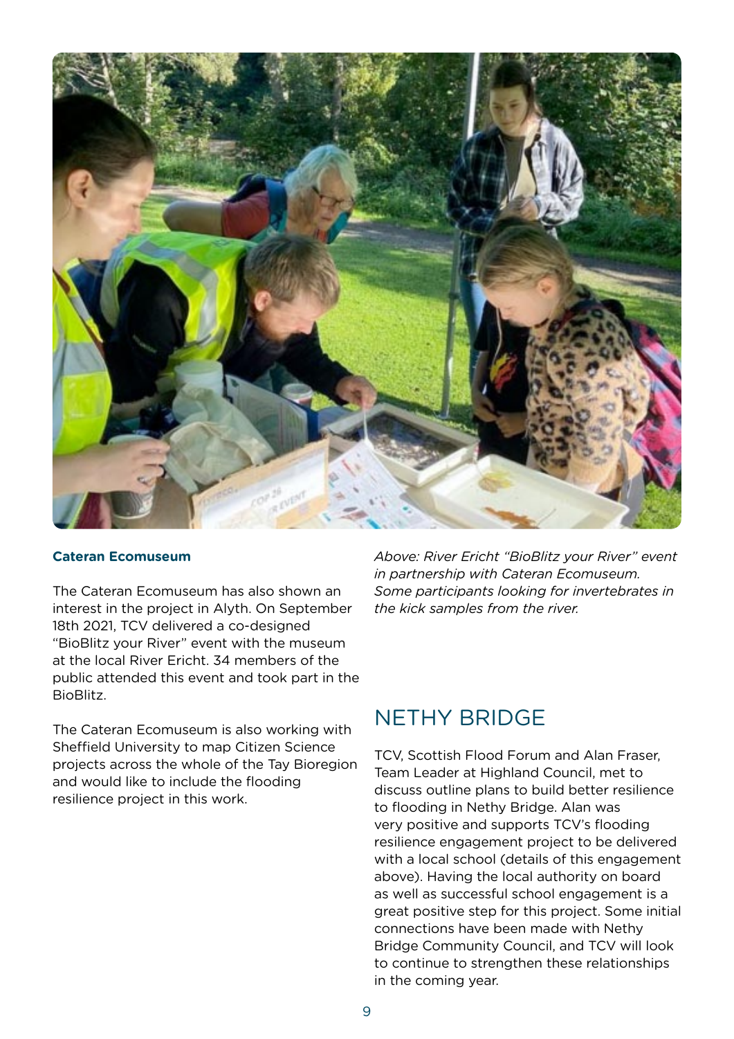**Cateran Ecomuseum**

The Cateran Ecomuseum has also shown an interest in the project in Alyth. On September 18th 2021, TCV delivered a co-designed "BioBlitz your River" event with the museum at the local River Ericht. 34 members of the public attended this event and took part in the BioBlitz.

The Cateran Ecomuseum is also working with Sheffield University to map Citizen Science projects across the whole of the Tay Bioregion and would like to include the flooding resilience project in this work.

*Above: River Ericht "BioBlitz your River" event in partnership with Cateran Ecomuseum. Some participants looking for invertebrates in the kick samples from the river.*

## NETHY BRIDGE

TCV, Scottish Flood Forum and Alan Fraser, Team Leader at Highland Council, met to discuss outline plans to build better resilience to flooding in Nethy Bridge. Alan was very positive and supports TCV's flooding resilience engagement project to be delivered with a local school (details of this engagement above). Having the local authority on board as well as successful school engagement is a great positive step for this project. Some initial connections have been made with Nethy Bridge Community Council, and TCV will look to continue to strengthen these relationships in the coming year.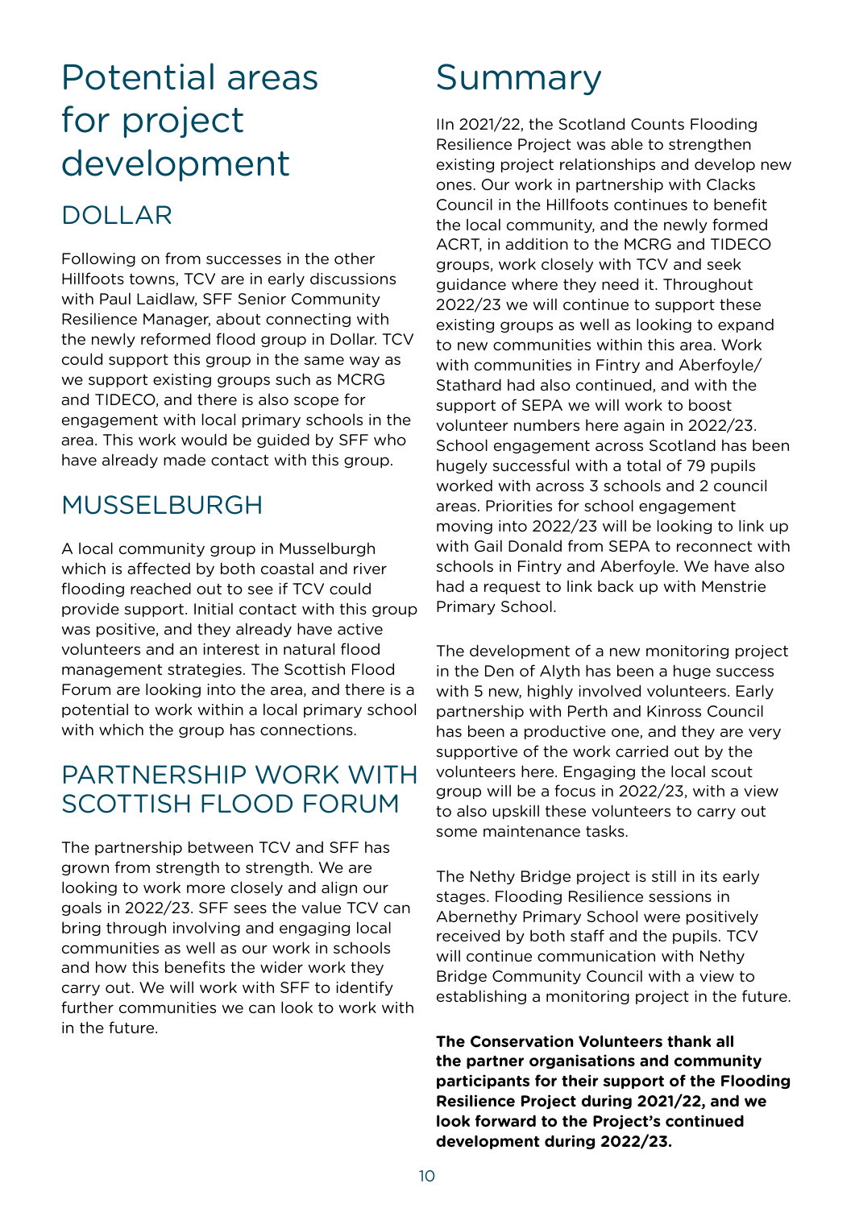# Potential areas for project development

## DOLLAR

Following on from successes in the other Hillfoots towns, TCV are in early discussions with Paul Laidlaw, SFF Senior Community Resilience Manager, about connecting with the newly reformed flood group in Dollar. TCV could support this group in the same way as we support existing groups such as MCRG and TIDECO, and there is also scope for engagement with local primary schools in the area. This work would be guided by SFF who have already made contact with this group.

## MUSSELBURGH

A local community group in Musselburgh which is affected by both coastal and river flooding reached out to see if TCV could provide support. Initial contact with this group was positive, and they already have active volunteers and an interest in natural flood management strategies. The Scottish Flood Forum are looking into the area, and there is a potential to work within a local primary school with which the group has connections.

## PARTNERSHIP WORK WITH SCOTTISH FLOOD FORUM

The partnership between TCV and SFF has grown from strength to strength. We are looking to work more closely and align our goals in 2022/23. SFF sees the value TCV can bring through involving and engaging local communities as well as our work in schools and how this benefits the wider work they carry out. We will work with SFF to identify further communities we can look to work with in the future.

# Summary

IIn 2021/22, the Scotland Counts Flooding Resilience Project was able to strengthen existing project relationships and develop new ones. Our work in partnership with Clacks Council in the Hillfoots continues to benefit the local community, and the newly formed ACRT, in addition to the MCRG and TIDECO groups, work closely with TCV and seek guidance where they need it. Throughout 2022/23 we will continue to support these existing groups as well as looking to expand to new communities within this area. Work with communities in Fintry and Aberfoyle/ Stathard had also continued, and with the support of SEPA we will work to boost volunteer numbers here again in 2022/23. School engagement across Scotland has been hugely successful with a total of 79 pupils worked with across 3 schools and 2 council areas. Priorities for school engagement moving into 2022/23 will be looking to link up with Gail Donald from SEPA to reconnect with schools in Fintry and Aberfoyle. We have also had a request to link back up with Menstrie Primary School.

The development of a new monitoring project in the Den of Alyth has been a huge success with 5 new, highly involved volunteers. Early partnership with Perth and Kinross Council has been a productive one, and they are very supportive of the work carried out by the volunteers here. Engaging the local scout group will be a focus in 2022/23, with a view to also upskill these volunteers to carry out some maintenance tasks.

The Nethy Bridge project is still in its early stages. Flooding Resilience sessions in Abernethy Primary School were positively received by both staff and the pupils. TCV will continue communication with Nethy Bridge Community Council with a view to establishing a monitoring project in the future.

**The Conservation Volunteers thank all the partner organisations and community participants for their support of the Flooding Resilience Project during 2021/22, and we look forward to the Project's continued development during 2022/23.**